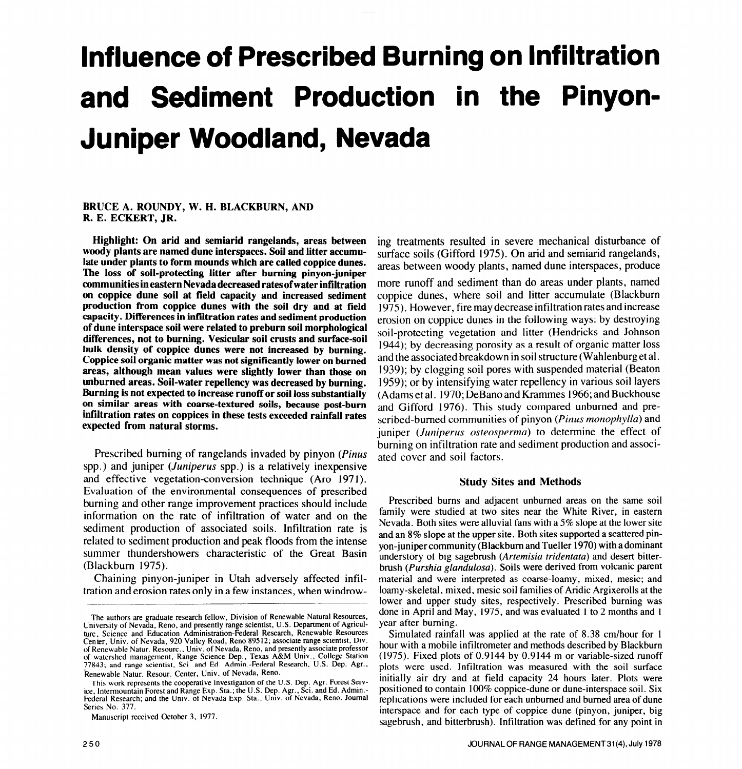# Influence of Prescribed Burning on Infiltration and Sediment Production in the Pinyon-Juniper Woodland, Nevada

**BRUCE A. ROUNDY, W. H. BLACKBURN, AND R. E. ECKERT, JR.**

**Highlight: On arid and semiarid rangelands, areas between woody plants are named dune interspaces. Soil and litter accumulate under plants to form mounds which are called coppice dunes. The loss of soil-protecting litter after burning pinyon-juniper communities in eastern Nevada decreased rates of water infiltration on coppice dune soil at field capacity and increased sediment production from coppice dunes with the soil dry and at field capacity. Differences in infiltration rates and sediment production of dune interspace soil were related to preburn soil morphological differences, not to burning. Vesicular soil crusts and surface-soil bulk density of coppice dunes were not increased by burning. Coppice soil organic matter was not significantly lower on burned areas, although mean values were slightly lower than those on unburned areas. Soil-water repellency was decreased by burning. Burning is not expected to increase runoff or soil loss substantially on similar areas with coarse-textured soils, because post-burn infiltration rates on coppices in these tests exceeded rainfall rates expected from natural storms.**

Prescribed burning of rangelands invaded by pinyon (*Pinus* spp.) and juniper (*Juniperus* spp.) is a relatively inexpensive and effective vegetation-conversion technique (Aro 1971). Evaluation of the environmental consequences of prescribed burning and other range improvement practices should include information on the rate of infiltration of water and on the sediment production of associated soils. Infiltration rate is related to sediment production and peak floods from the intense summer thundershowers characteristic of the Great Basin (Blackburn 1975).

Chaining pinyon-juniper in Utah adversely affected infiltration and erosion rates only in a few instances, when windrowing treatments resulted in severe mechanical disturbance of surface soils (Gifford 1975). On arid and semiarid rangelands, areas between woody plants, named dune interspaces, produce more runoff and sediment than do areas under plants, named coppice dunes, where soil and litter accumulate (Blackburn 1975). However, fire may decrease infiltration rates and increase erosion on coppice dunes in the following ways: by destroying soil-protecting vegetation and litter (Hendricks and Johnson 1944); by decreasing porosity as a result of organic matter loss and the associated breakdown in soil structure (Wahlenburg et al. 1939); by clogging soil pores with suspended material (Beaton 1959); or by intensifying water repellency in various soil layers (Adams et al. 1970; DeBano and Krammes 1966; and Buckhouse and Gifford 1976). This study compared unburned and prescribed-burned communities of pinyon (*Pinus monophylla*) and juniper (*Juniperus osteosperma*) to determine the effect of burning on infiltration rate and sediment production and associated cover and soil factors.

The authors are graduate research fellow, Division of Renewable Natural Resources, University of Nevada, Reno, and presently range scientist, U.S. Department of Agriculture, Science and Education Administration-Federal Research, Renewable Resources Center, Univ. of Nevada, 920 Valley Road, Reno 89512; associate range scientist, Div. of Renewable Natur. Resourc., Univ. of Nevada, Reno, and presently associate professor of watershed management, Range Science Dep., Texas A&M Univ., College Station 77843; and range scientist, Sci. and Ed. Admin.-Federal Research, U.S. Dep. Agr., Renewable Natur. Resour. Center, Univ. of Nevada, Reno.

This work represents the cooperative investigation of the U.S. Dep. Agr. Forest Service, Intermountain Forest and Range Exp. Sta.; the U.S. Dep. Agr., Sci. and Ed. Admin.-Federal Research; and the Univ. of Nevada Exp. Sta., Univ. of Nevada, Reno. Journal Series No. 377.

Manuscript received October 3, 1977.

## Study Sites and Methods

Prescribed burns and adjacent unburned areas on the same soil family were studied at two sites near the White River, in eastern Nevada. Both sites were alluvial fans with a 5% slope at the lower site and an 8% slope at the upper site. Both sites supported a scattered pinyon-juniper community (Blackburn and Tueller 1970) with a dominant understory of big sagebrush (*Artemisia tridentata*) and desert bitterbrush (*Purshia glandulosa*). Soils were derived from volcanic parent material and were interpreted as coarse-loamy, mixed, mesic; and loamy-skeletal, mixed, mesic soil families of Aridic Argixerolls at the lower and upper study sites, respectively. Prescribed burning was done in April and May, 1975, and was evaluated 1 to 2 months and 1 year after burning.

Simulated rainfall was applied at the rate of 8.38 cm/hour for 1 hour with a mobile infiltrometer and methods described by Blackburn (1975). Fixed plots of 0.9144 by 0.9144 m or variable-sized runoff plots were used. Infiltration was measured with the soil surface initially air dry and at field capacity 24 hours later. Plots were positioned to contain 100% coppice-dune or dune-interspace soil. Six replications were included for each unburned and burned area of dune interspace and for each type of coppice dune (pinyon, juniper, big sagebrush, and bitterbrush). Infiltration was defined for any point in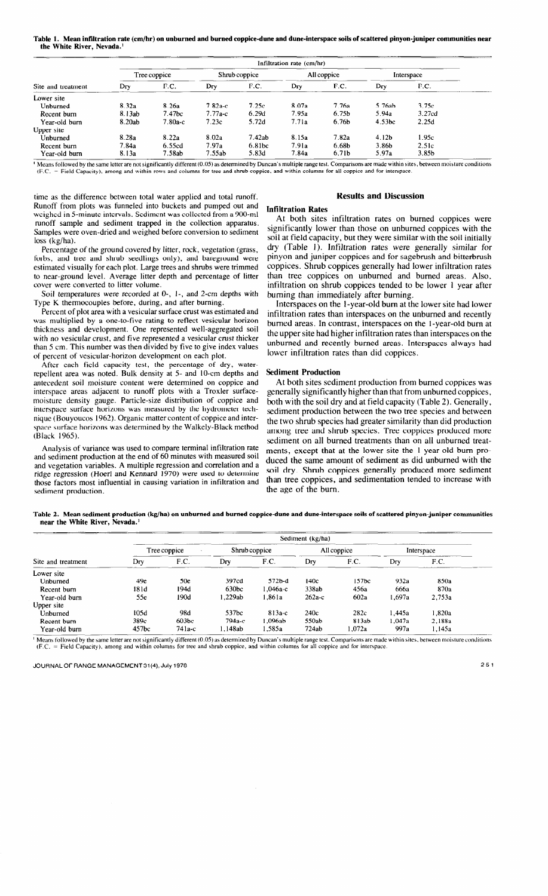**Table 1. Mean infiltration rate (cm/hr) on unburned and burned coppice-dune and dune-interspace soils of scattered pinyon-juniper communities near the White River, Nevada.**[1]

| Site and treatment | Infiltration rate (cm/hr) | | | | | | | |
|---|---|---|---|---|---|---|---|---|
| | Tree coppice | | Shrub coppice | | All coppice | | Interspace | |
| | Dry | F.C. | Dry | F.C. | Dry | F.C. | Dry | F.C. |
| Lower site | | | | | | | | |
| Unburned | 8.32a | 8.26a | 7.82a-c | 7.25c | 8.07a | 7.76a | 5.76ab | 3.75c |
| Recent burn | 8.13ab | 7.47bc | 7.77a-c | 6.29d | 7.95a | 6.75b | 5.94a | 3.27cd |
| Year-old burn | 8.20ab | 7.80a-c | 7.23c | 5.72d | 7.71a | 6.76b | 4.53bc | 2.25d |
| Upper site | | | | | | | | |
| Unburned | 8.28a | 8.22a | 8.02a | 7.42ab | 8.15a | 7.82a | 4.12b | 1.95c |
| Recent burn | 7.84a | 6.55cd | 7.97a | 6.81bc | 7.91a | 6.68b | 3.86b | 2.51c |
| Year-old burn | 8.13a | 7.58ab | 7.55ab | 5.83d | 7.84a | 6.71b | 5.97a | 3.85b |

[1] Means followed by the same letter are not significantly different (0.05) as determined by Duncan's multiple range test. Comparisons are made within sites, between moisture conditions (F.C. = Field Capacity), among and within rows and columns for tree and shrub coppice, and within columns for all coppice and for interspace.

time as the difference between total water applied and total runoff. Runoff from plots was funneled into buckets and pumped out and weighed in 5-minute intervals. Sediment was collected from a 900-ml runoff sample and sediment trapped in the collection apparatus. Samples were oven-dried and weighed before conversion to sediment loss (kg/ha).

Percentage of the ground covered by litter, rock, vegetation (grass, forbs, and tree and shrub seedlings only), and bareground were estimated visually for each plot. Large trees and shrubs were trimmed to near-ground level. Average litter depth and percentage of litter cover were converted to litter volume.

Soil temperatures were recorded at 0-, 1-, and 2-cm depths with Type K thermocouples before, during, and after burning.

Percent of plot area with a vesicular surface crust was estimated and was multiplied by a one-to-five rating to reflect vesicular horizon thickness and development. One represented well-aggregated soil with no vesicular crust, and five represented a vesicular crust thicker than 5 cm. This number was then divided by five to give index values of percent of vesicular-horizon development on each plot.

After each field capacity test, the percentage of dry, water-repellent area was noted. Bulk density at 5- and 10-cm depths and antecedent soil moisture content were determined on coppice and interspace areas adjacent to runoff plots with a Troxler surface-moisture density gauge. Particle-size distribution of coppice and interspace surface horizons was measured by the hydrometer technique (Bouyoucos 1962). Organic matter content of coppice and interspace surface horizons was determined by the Walkely-Black method (Black 1965).

Analysis of variance was used to compare terminal infiltration rate and sediment production at the end of 60 minutes with measured soil and vegetation variables. A multiple regression and correlation and a ridge regression (Hoerl and Kennard 1970) were used to determine those factors most influential in causing variation in infiltration and sediment production.

## Results and Discussion

### Infiltration Rates

At both sites infiltration rates on burned coppices were significantly lower than those on unburned coppices with the soil at field capacity, but they were similar with the soil initially dry (Table 1). Infiltration rates were generally similar for pinyon and juniper coppices and for sagebrush and bitterbrush coppices. Shrub coppices generally had lower infiltration rates than tree coppices on unburned and burned areas. Also, infiltration on shrub coppices tended to be lower 1 year after burning than immediately after burning.

Interspaces on the 1-year-old burn at the lower site had lower infiltration rates than interspaces on the unburned and recently burned areas. In contrast, interspaces on the 1-year-old burn at the upper site had higher infiltration rates than interspaces on the unburned and recently burned areas. Interspaces always had lower infiltration rates than did coppices.

### Sediment Production

At both sites sediment production from burned coppices was generally significantly higher than that from unburned coppices, both with the soil dry and at field capacity (Table 2). Generally, sediment production between the two tree species and between the two shrub species had greater similarity than did production among tree and shrub species. Tree coppices produced more sediment on all burned treatments than on all unburned treatments, except that at the lower site the 1 year old burn produced the same amount of sediment as did unburned with the soil dry. Shrub coppices generally produced more sediment than tree coppices, and sedimentation tended to increase with the age of the burn.

**Table 2. Mean sediment production (kg/ha) on unburned and burned coppice-dune and dune-interspace soils of scattered pinyon-juniper communities near the White River, Nevada.**[1]

| Site and treatment | Sediment (kg/ha) | | | | | | | |
|---|---|---|---|---|---|---|---|---|
| | Tree coppice | | Shrub coppice | | All coppice | | Interspace | |
| | Dry | F.C. | Dry | F.C. | Dry | F.C. | Dry | F.C. |
| Lower site | | | | | | | | |
| Unburned | 49e | 50e | 397cd | 572b-d | 140c | 157bc | 932a | 850a |
| Recent burn | 181d | 194d | 630bc | 1,046a-c | 338ab | 456a | 666a | 870a |
| Year-old burn | 55e | 190d | 1,229ab | 1,861a | 262a-c | 602a | 1,697a | 2,753a |
| Upper site | | | | | | | | |
| Unburned | 105d | 98d | 537bc | 813a-c | 240c | 282c | 1,445a | 1,820a |
| Recent burn | 389c | 603bc | 794a-c | 1,096ab | 550ab | 813ab | 1,047a | 2,188a |
| Year-old burn | 457bc | 741a-c | 1,148ab | 1,585a | 724ab | 1,072a | 997a | 1,145a |

[1] Means followed by the same letter are not significantly different (0.05) as determined by Duncan's multiple range test. Comparisons are made within sites, between moisture conditions (F.C. = Field Capacity), among and within columns for tree and shrub coppice, and within columns for all coppice and for interspace.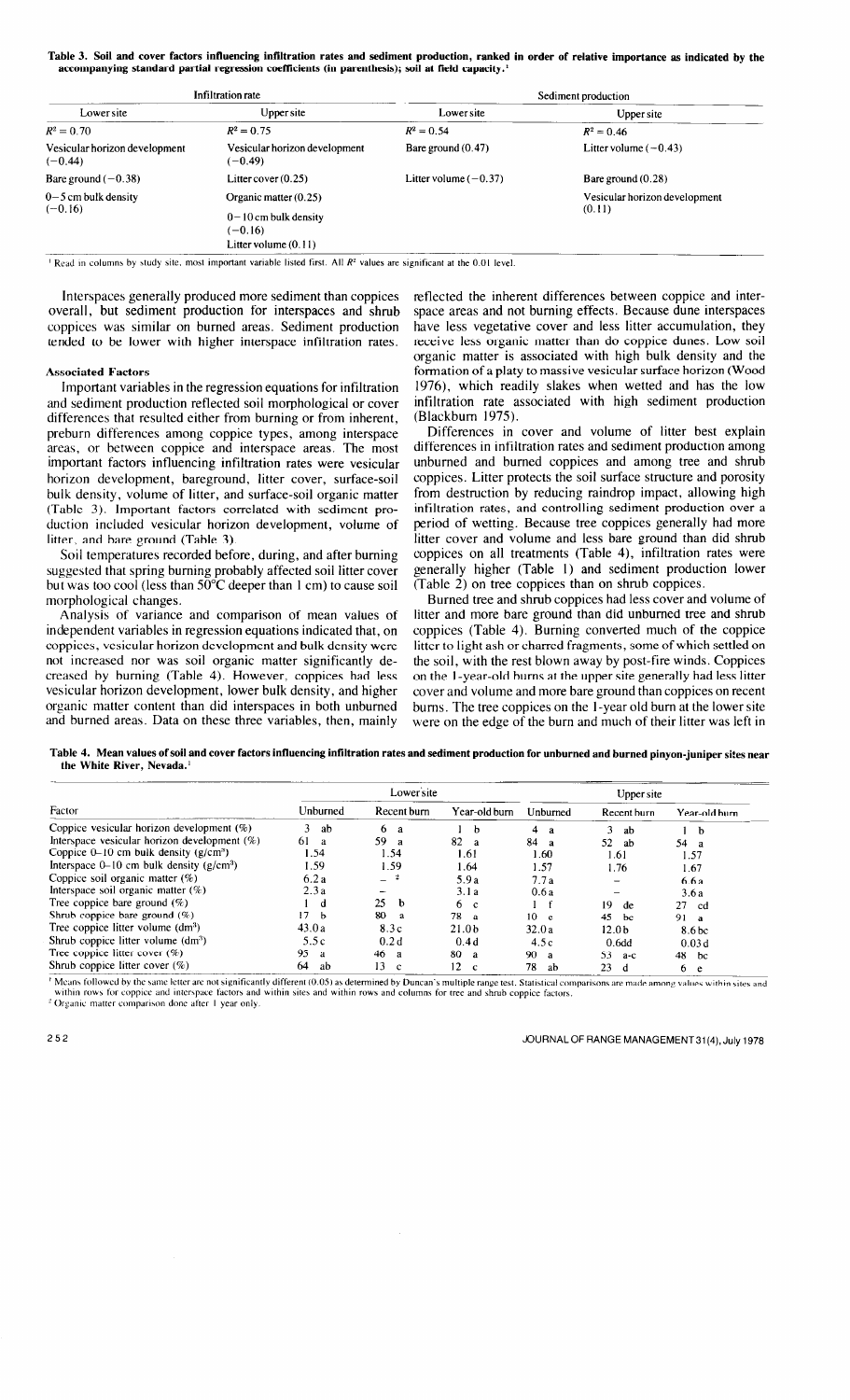**Table 3. Soil and cover factors influencing infiltration rates and sediment production, ranked in order of relative importance as indicated by the accompanying standard partial regression coefficients (in parenthesis); soil at field capacity.**[1]

| Infiltration rate | | Sediment production | |
|---|---|---|---|
| Lower site | Upper site | Lower site | Upper site |
| $R^2 = 0.70$ | $R^2 = 0.75$ | $R^2 = 0.54$ | $R^2 = 0.46$ |
| Vesicular horizon development (−0.44) | Vesicular horizon development (−0.49) | Bare ground (0.47) | Litter volume (−0.43) |
| Bare ground (−0.38) | Litter cover (0.25) | Litter volume (−0.37) | Bare ground (0.28) |
| 0–5 cm bulk density (−0.16) | Organic matter (0.25) | | Vesicular horizon development (0.11) |
| | 0–10 cm bulk density (−0.16) | | |
| | Litter volume (0.11) | | |

[1] Read in columns by study site, most important variable listed first. All $R^2$ values are significant at the 0.01 level.

Interspaces generally produced more sediment than coppices overall, but sediment production for interspaces and shrub coppices was similar on burned areas. Sediment production tended to be lower with higher interspace infiltration rates.

### Associated Factors

Important variables in the regression equations for infiltration and sediment production reflected soil morphological or cover differences that resulted either from burning or from inherent, preburn differences among coppice types, among interspace areas, or between coppice and interspace areas. The most important factors influencing infiltration rates were vesicular horizon development, bareground, litter cover, surface-soil bulk density, volume of litter, and surface-soil organic matter (Table 3). Important factors correlated with sediment production included vesicular horizon development, volume of litter, and bare ground (Table 3).

Soil temperatures recorded before, during, and after burning suggested that spring burning probably affected soil litter cover but was too cool (less than 50°C deeper than 1 cm) to cause soil morphological changes.

Analysis of variance and comparison of mean values of independent variables in regression equations indicated that, on coppices, vesicular horizon development and bulk density were not increased nor was soil organic matter significantly decreased by burning (Table 4). However, coppices had less vesicular horizon development, lower bulk density, and higher organic matter content than did interspaces in both unburned and burned areas. Data on these three variables, then, mainly reflected the inherent differences between coppice and interspace areas and not burning effects. Because dune interspaces have less vegetative cover and less litter accumulation, they receive less organic matter than do coppice dunes. Low soil organic matter is associated with high bulk density and the formation of a platy to massive vesicular surface horizon (Wood 1976), which readily slakes when wetted and has the low infiltration rate associated with high sediment production (Blackburn 1975).

Differences in cover and volume of litter best explain differences in infiltration rates and sediment production among unburned and burned coppices and among tree and shrub coppices. Litter protects the soil surface structure and porosity from destruction by reducing raindrop impact, allowing high infiltration rates, and controlling sediment production over a period of wetting. Because tree coppices generally had more litter cover and volume and less bare ground than did shrub coppices on all treatments (Table 4), infiltration rates were generally higher (Table 1) and sediment production lower (Table 2) on tree coppices than on shrub coppices.

Burned tree and shrub coppices had less cover and volume of litter and more bare ground than did unburned tree and shrub coppices (Table 4). Burning converted much of the coppice litter to light ash or charred fragments, some of which settled on the soil, with the rest blown away by post-fire winds. Coppices on the 1-year-old burns at the upper site generally had less litter cover and volume and more bare ground than coppices on recent burns. The tree coppices on the 1-year old burn at the lower site were on the edge of the burn and much of their litter was left in

**Table 4. Mean values of soil and cover factors influencing infiltration rates and sediment production for unburned and burned pinyon-juniper sites near the White River, Nevada.**[1]

| Factor | Lower site | | | Upper site | | |
|---|---|---|---|---|---|---|
| | Unburned | Recent burn | Year-old burn | Unburned | Recent burn | Year-old burn |
| Coppice vesicular horizon development (%) | 3 ab | 6 a | 1 b | 4 a | 3 ab | 1 b |
| Interspace vesicular horizon development (%) | 61 a | 59 a | 82 a | 84 a | 52 ab | 54 a |
| Coppice 0–10 cm bulk density (g/cm³) | 1.54 | 1.54 | 1.61 | 1.60 | 1.61 | 1.57 |
| Interspace 0–10 cm bulk density (g/cm³) | 1.59 | 1.59 | 1.64 | 1.57 | 1.76 | 1.67 |
| Coppice soil organic matter (%) | 6.2 a | –[2] | 5.9 a | 7.7 a | – | 6.6 a |
| Interspace soil organic matter (%) | 2.3 a | – | 3.1 a | 0.6 a | – | 3.6 a |
| Tree coppice bare ground (%) | 1 d | 25 b | 6 c | 1 f | 19 de | 27 cd |
| Shrub coppice bare ground (%) | 17 b | 80 a | 78 a | 10 e | 45 bc | 91 a |
| Tree coppice litter volume (dm³) | 43.0 a | 8.3 c | 21.0 b | 32.0 a | 12.0 b | 8.6 bc |
| Shrub coppice litter volume (dm³) | 5.5 c | 0.2 d | 0.4 d | 4.5 c | 0.6 dd | 0.03 d |
| Tree coppice litter cover (%) | 95 a | 46 a | 80 a | 90 a | 53 a-c | 48 bc |
| Shrub coppice litter cover (%) | 64 ab | 13 c | 12 c | 78 ab | 23 d | 6 e |

[1] Means followed by the same letter are not significantly different (0.05) as determined by Duncan's multiple range test. Statistical comparisons are made among values within sites and within rows for coppice and interspace factors and within sites and within rows and columns for tree and shrub coppice factors.
[2] Organic matter comparison done after 1 year only.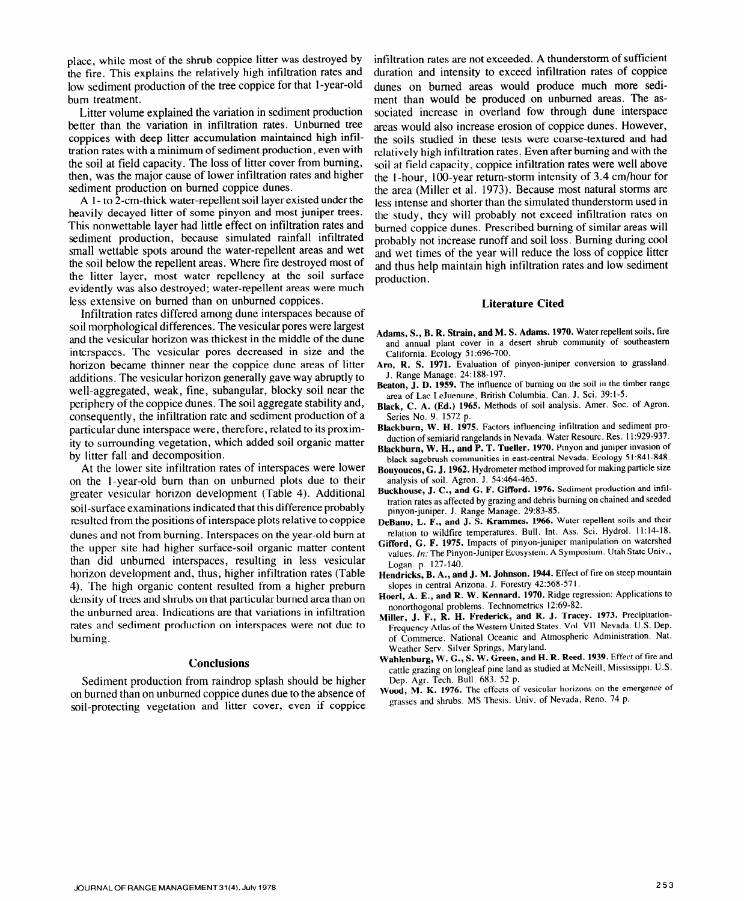place, while most of the shrub-coppice litter was destroyed by the fire. This explains the relatively high infiltration rates and low sediment production of the tree coppice for that 1-year-old burn treatment.

Litter volume explained the variation in sediment production better than the variation in infiltration rates. Unburned tree coppices with deep litter accumulation maintained high infiltration rates with a minimum of sediment production, even with the soil at field capacity. The loss of litter cover from burning, then, was the major cause of lower infiltration rates and higher sediment production on burned coppice dunes.

A 1- to 2-cm-thick water-repellent soil layer existed under the heavily decayed litter of some pinyon and most juniper trees. This nonwettable layer had little effect on infiltration rates and sediment production, because simulated rainfall infiltrated small wettable spots around the water-repellent areas and wet the soil below the repellent areas. Where fire destroyed most of the litter layer, most water repellency at the soil surface evidently was also destroyed; water-repellent areas were much less extensive on burned than on unburned coppices.

Infiltration rates differed among dune interspaces because of soil morphological differences. The vesicular pores were largest and the vesicular horizon was thickest in the middle of the dune interspaces. The vesicular pores decreased in size and the horizon became thinner near the coppice dune areas of litter additions. The vesicular horizon generally gave way abruptly to well-aggregated, weak, fine, subangular, blocky soil near the periphery of the coppice dunes. The soil aggregate stability and, consequently, the infiltration rate and sediment production of a particular dune interspace were, therefore, related to its proximity to surrounding vegetation, which added soil organic matter by litter fall and decomposition.

At the lower site infiltration rates of interspaces were lower on the 1-year-old burn than on unburned plots due to their greater vesicular horizon development (Table 4). Additional soil-surface examinations indicated that this difference probably resulted from the positions of interspace plots relative to coppice dunes and not from burning. Interspaces on the year-old burn at the upper site had higher surface-soil organic matter content than did unburned interspaces, resulting in less vesicular horizon development and, thus, higher infiltration rates (Table 4). The high organic content resulted from a higher preburn density of trees and shrubs on that particular burned area than on the unburned area. Indications are that variations in infiltration rates and sediment production on interspaces were not due to burning.

## Conclusions

Sediment production from raindrop splash should be higher on burned than on unburned coppice dunes due to the absence of soil-protecting vegetation and litter cover, even if coppice infiltration rates are not exceeded. A thunderstorm of sufficient duration and intensity to exceed infiltration rates of coppice dunes on burned areas would produce much more sediment than would be produced on unburned areas. The associated increase in overland fow through dune interspace areas would also increase erosion of coppice dunes. However, the soils studied in these tests were coarse-textured and had relatively high infiltration rates. Even after burning and with the soil at field capacity, coppice infiltration rates were well above the 1-hour, 100-year return-storm intensity of 3.4 cm/hour for the area (Miller et al. 1973). Because most natural storms are less intense and shorter than the simulated thunderstorm used in the study, they will probably not exceed infiltration rates on burned coppice dunes. Prescribed burning of similar areas will probably not increase runoff and soil loss. Burning during cool and wet times of the year will reduce the loss of coppice litter and thus help maintain high infiltration rates and low sediment production.

## Literature Cited

**Adams, S., B. R. Strain, and M. S. Adams. 1970.** Water repellent soils, fire and annual plant cover in a desert shrub community of southeastern California. Ecology 51:696-700.

**Aro, R. S. 1971.** Evaluation of pinyon-juniper conversion to grassland. J. Range Manage. 24:188-197.

**Beaton, J. D. 1959.** The influence of burning on the soil in the timber range area of Lac LeJuenune, British Columbia. Can. J. Sci. 39:1-5.

**Black, C. A. (Ed.) 1965.** Methods of soil analysis. Amer. Soc. of Agron. Series No. 9. 1572 p.

**Blackburn, W. H. 1975.** Factors influencing infiltration and sediment production of semiarid rangelands in Nevada. Water Resourc. Res. 11:929-937.

**Blackburn, W. H., and P. T. Tueller. 1970.** Pinyon and juniper invasion of black sagebrush communities in east-central Nevada. Ecology 51:841-848.

**Bouyoucos, G. J. 1962.** Hydrometer method improved for making particle size analysis of soil. Agron. J. 54:464-465.

**Buckhouse, J. C., and G. F. Gifford. 1976.** Sediment production and infiltration rates as affected by grazing and debris burning on chained and seeded pinyon-juniper. J. Range Manage. 29:83-85.

**DeBano, L. F., and J. S. Krammes. 1966.** Water repellent soils and their relation to wildfire temperatures. Bull. Int. Ass. Sci. Hydrol. 11:14-18.

**Gifford, G. F. 1975.** Impacts of pinyon-juniper manipulation on watershed values. *In:* The Pinyon-Juniper Ecosystem. A Symposium. Utah State Univ., Logan. p. 127-140.

**Hendricks, B. A., and J. M. Johnson. 1944.** Effect of fire on steep mountain slopes in central Arizona. J. Forestry 42:568-571.

**Hoerl, A. E., and R. W. Kennard. 1970.** Ridge regression: Applications to nonorthogonal problems. Technometrics 12:69-82.

**Miller, J. F., R. H. Frederick, and R. J. Tracey. 1973.** Precipitation-Frequency Atlas of the Western United States. Vol. VII. Nevada. U.S. Dep. of Commerce. National Oceanic and Atmospheric Administration. Nat. Weather Serv. Silver Springs, Maryland.

**Wahlenburg, W. G., S. W. Green, and H. R. Reed. 1939.** Effect of fire and cattle grazing on longleaf pine land as studied at McNeill, Mississippi. U.S. Dep. Agr. Tech. Bull. 683. 52 p.

**Wood, M. K. 1976.** The effects of vesicular horizons on the emergence of grasses and shrubs. MS Thesis. Univ. of Nevada, Reno. 74 p.